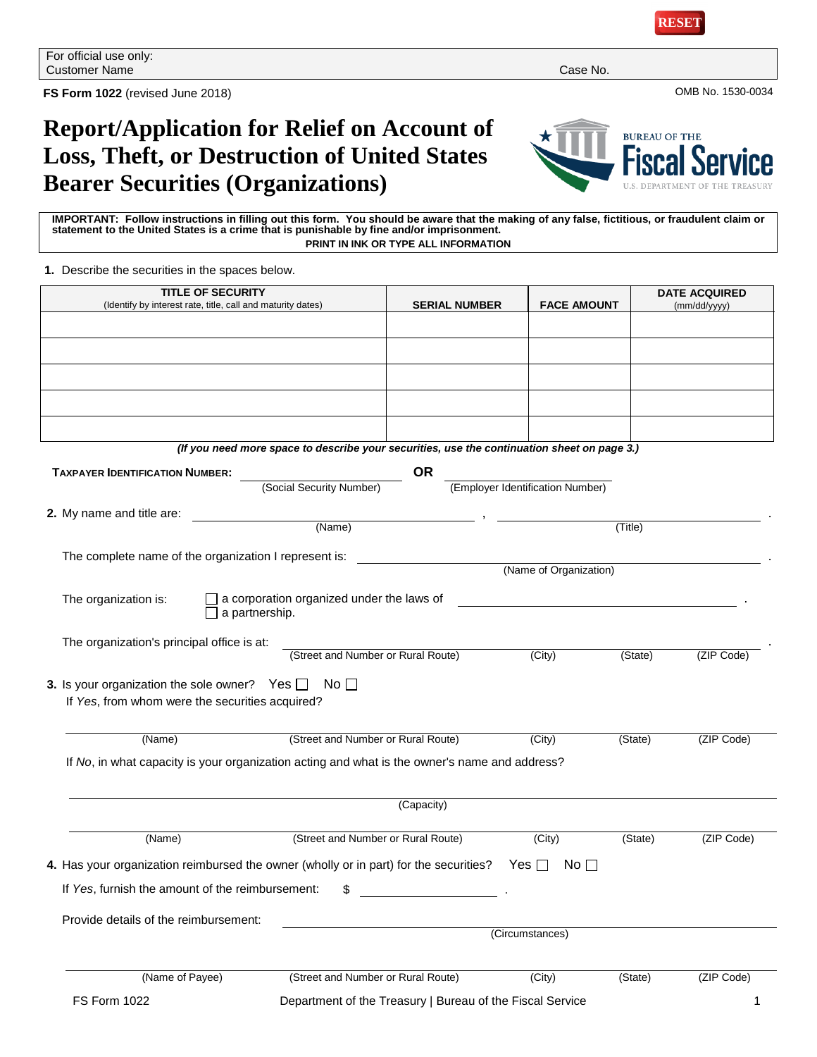For official use only:
Customer Name                                                                                                   Case No.

**FS Form 1022** (revised June 2018)                                                                                    OMB No. 1530-0034

# Report/Application for Relief on Account of Loss, Theft, or Destruction of United States Bearer Securities (Organizations)

BUREAU OF THE Fiscal Service
U.S. DEPARTMENT OF THE TREASURY

**IMPORTANT: Follow instructions in filling out this form. You should be aware that the making of any false, fictitious, or fraudulent claim or statement to the United States is a crime that is punishable by fine and/or imprisonment.**

**PRINT IN INK OR TYPE ALL INFORMATION**

**1.** Describe the securities in the spaces below.

| TITLE OF SECURITY (Identify by interest rate, title, call and maturity dates) | SERIAL NUMBER | FACE AMOUNT | DATE ACQUIRED (mm/dd/yyyy) |
|---|---|---|---|
| | | | |
| | | | |
| | | | |
| | | | |
| | | | |

***(If you need more space to describe your securities, use the continuation sheet on page 3.)***

**TAXPAYER IDENTIFICATION NUMBER:** ______________________ (Social Security Number) **OR** ______________________ (Employer Identification Number)

**2.** My name and title are: ______________________ (Name) , ______________________ (Title) .

The complete name of the organization I represent is: ______________________ (Name of Organization) .

The organization is: ☐ a corporation organized under the laws of ______________________ .
☐ a partnership.

The organization's principal office is at: ______________________ (Street and Number or Rural Route) (City) (State) (ZIP Code) .

**3.** Is your organization the sole owner? Yes ☐ No ☐

If *Yes*, from whom were the securities acquired?

______________________ (Name) (Street and Number or Rural Route) (City) (State) (ZIP Code)

If *No*, in what capacity is your organization acting and what is the owner's name and address?

______________________ (Capacity)

______________________ (Name) (Street and Number or Rural Route) (City) (State) (ZIP Code)

**4.** Has your organization reimbursed the owner (wholly or in part) for the securities? Yes ☐ No ☐

If *Yes*, furnish the amount of the reimbursement: $ ______________________ .

Provide details of the reimbursement: ______________________ (Circumstances)

______________________ (Name of Payee) (Street and Number or Rural Route) (City) (State) (ZIP Code)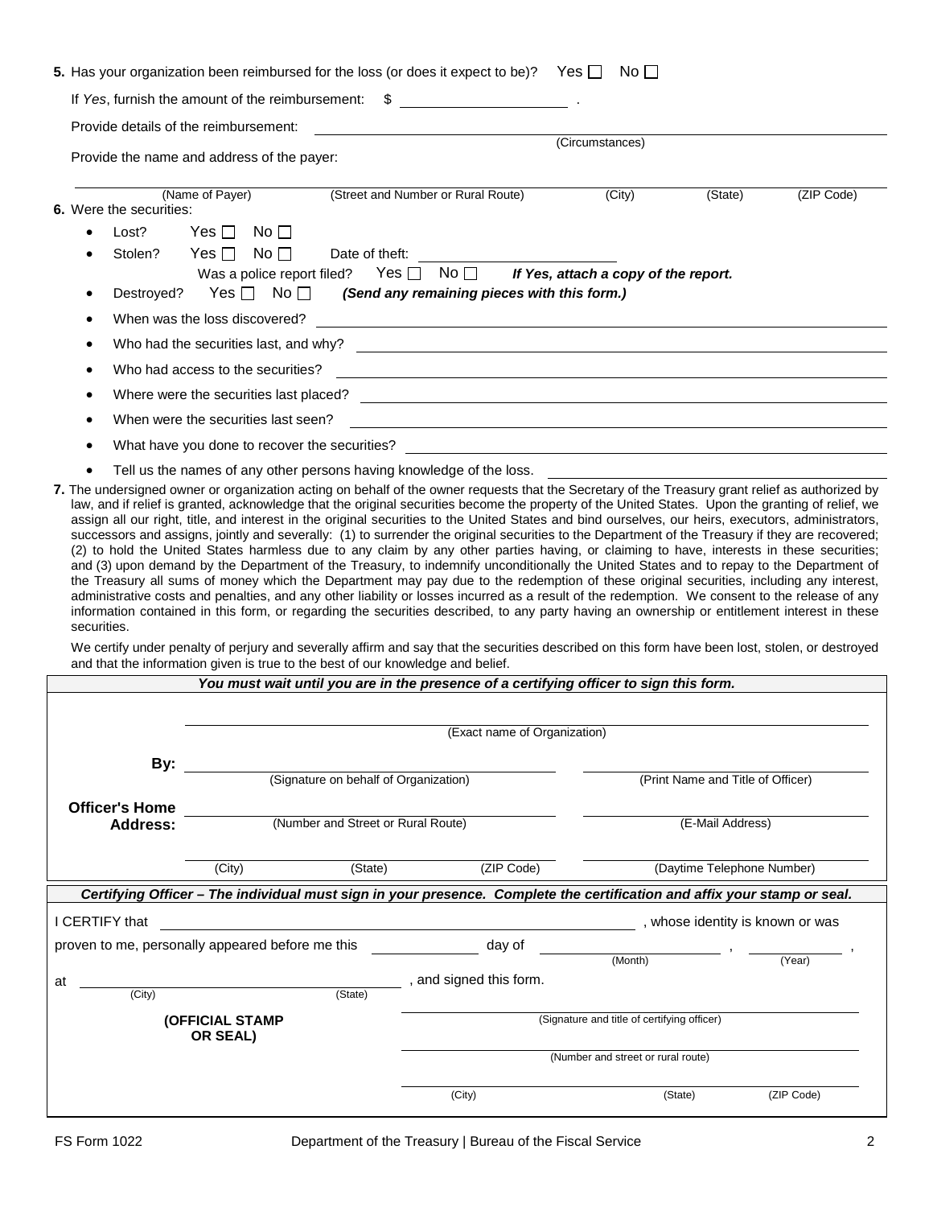**5.** Has your organization been reimbursed for the loss (or does it expect to be)? Yes ☐ No ☐

If *Yes*, furnish the amount of the reimbursement: $ ____________________ .

Provide details of the reimbursement: ________________________________________
(Circumstances)

Provide the name and address of the payer:

________________________________________________________________________
(Name of Payer) (Street and Number or Rural Route) (City) (State) (ZIP Code)

**6.** Were the securities:

- Lost? Yes ☐ No ☐
- Stolen? Yes ☐ No ☐ Date of theft: ____________________
  Was a police report filed? Yes ☐ No ☐ ***If Yes, attach a copy of the report.***
- Destroyed? Yes ☐ No ☐ ***(Send any remaining pieces with this form.)***
- When was the loss discovered? ________________________________________
- Who had the securities last, and why? ________________________________________
- Who had access to the securities? ________________________________________
- Where were the securities last placed? ________________________________________
- When were the securities last seen? ________________________________________
- What have you done to recover the securities? ________________________________________
- Tell us the names of any other persons having knowledge of the loss. ________________________________________

**7.** The undersigned owner or organization acting on behalf of the owner requests that the Secretary of the Treasury grant relief as authorized by law, and if relief is granted, acknowledge that the original securities become the property of the United States. Upon the granting of relief, we assign all our right, title, and interest in the original securities to the United States and bind ourselves, our heirs, executors, administrators, successors and assigns, jointly and severally: (1) to surrender the original securities to the Department of the Treasury if they are recovered; (2) to hold the United States harmless due to any claim by any other parties having, or claiming to have, interests in these securities; and (3) upon demand by the Department of the Treasury, to indemnify unconditionally the United States and to repay to the Department of the Treasury all sums of money which the Department may pay due to the redemption of these original securities, including any interest, administrative costs and penalties, and any other liability or losses incurred as a result of the redemption. We consent to the release of any information contained in this form, or regarding the securities described, to any party having an ownership or entitlement interest in these securities.

We certify under penalty of perjury and severally affirm and say that the securities described on this form have been lost, stolen, or destroyed and that the information given is true to the best of our knowledge and belief.

***You must wait until you are in the presence of a certifying officer to sign this form.***

________________________________________
(Exact name of Organization)

**By:** ____________________ ____________________
(Signature on behalf of Organization) (Print Name and Title of Officer)

**Officer's Home Address:** ____________________ ____________________
(Number and Street or Rural Route) (E-Mail Address)

____________________ ____________________
(City) (State) (ZIP Code) (Daytime Telephone Number)

***Certifying Officer – The individual must sign in your presence. Complete the certification and affix your stamp or seal.***

I CERTIFY that ________________________________________, whose identity is known or was proven to me, personally appeared before me this ________ day of ____________, ________,
(Month) (Year)

at ____________________, and signed this form.
(City) (State)

**(OFFICIAL STAMP OR SEAL)**

________________________________________
(Signature and title of certifying officer)

________________________________________
(Number and street or rural route)

________________________________________
(City) (State) (ZIP Code)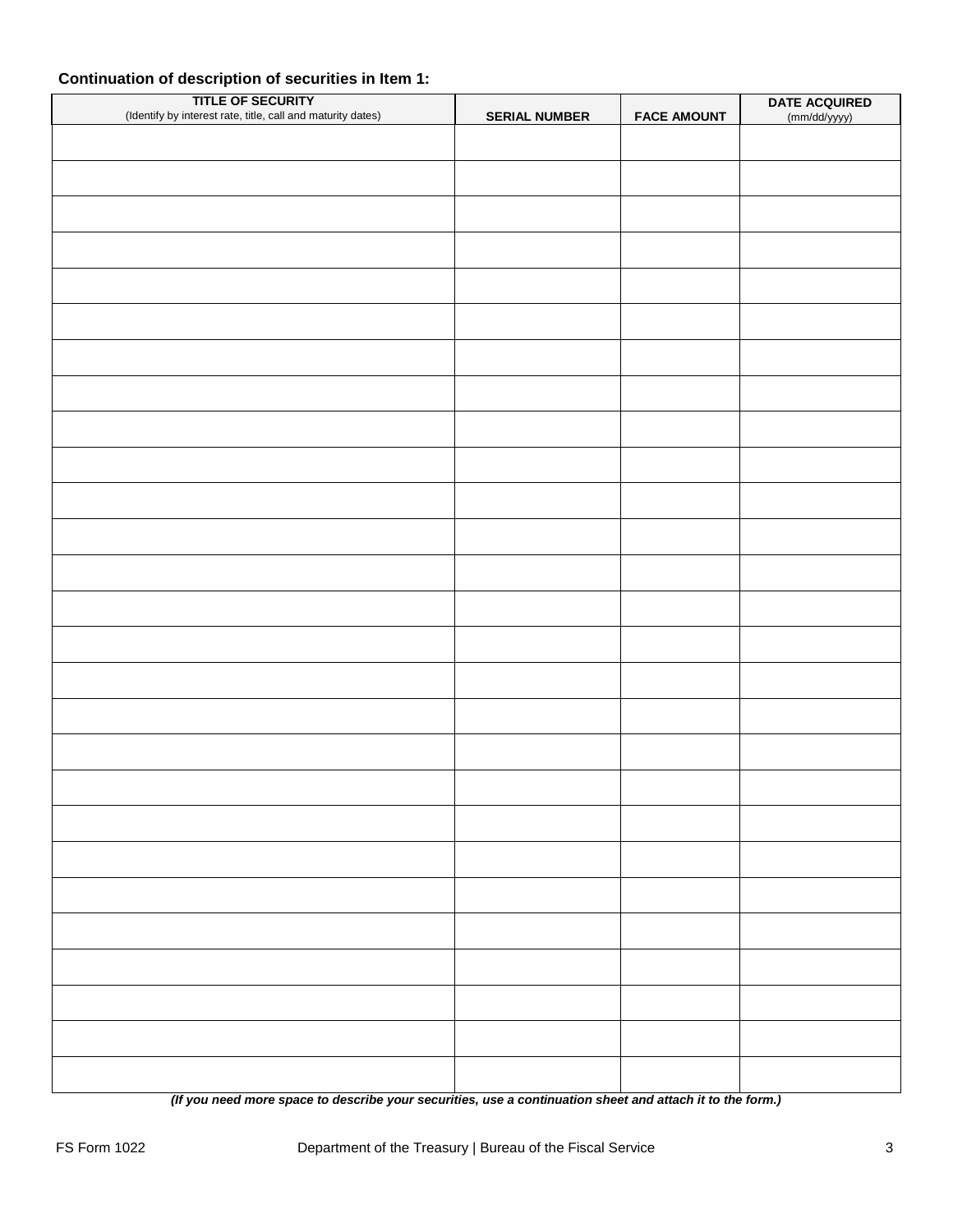**Continuation of description of securities in Item 1:**

| TITLE OF SECURITY (Identify by interest rate, title, call and maturity dates) | SERIAL NUMBER | FACE AMOUNT | DATE ACQUIRED (mm/dd/yyyy) |
|---|---|---|---|
| | | | |
| | | | |
| | | | |
| | | | |
| | | | |
| | | | |
| | | | |
| | | | |
| | | | |
| | | | |
| | | | |
| | | | |
| | | | |
| | | | |
| | | | |
| | | | |
| | | | |
| | | | |
| | | | |
| | | | |
| | | | |
| | | | |
| | | | |
| | | | |
| | | | |
| | | | |
| | | | |

***(If you need more space to describe your securities, use a continuation sheet and attach it to the form.)***

FS Form 1022 Department of the Treasury | Bureau of the Fiscal Service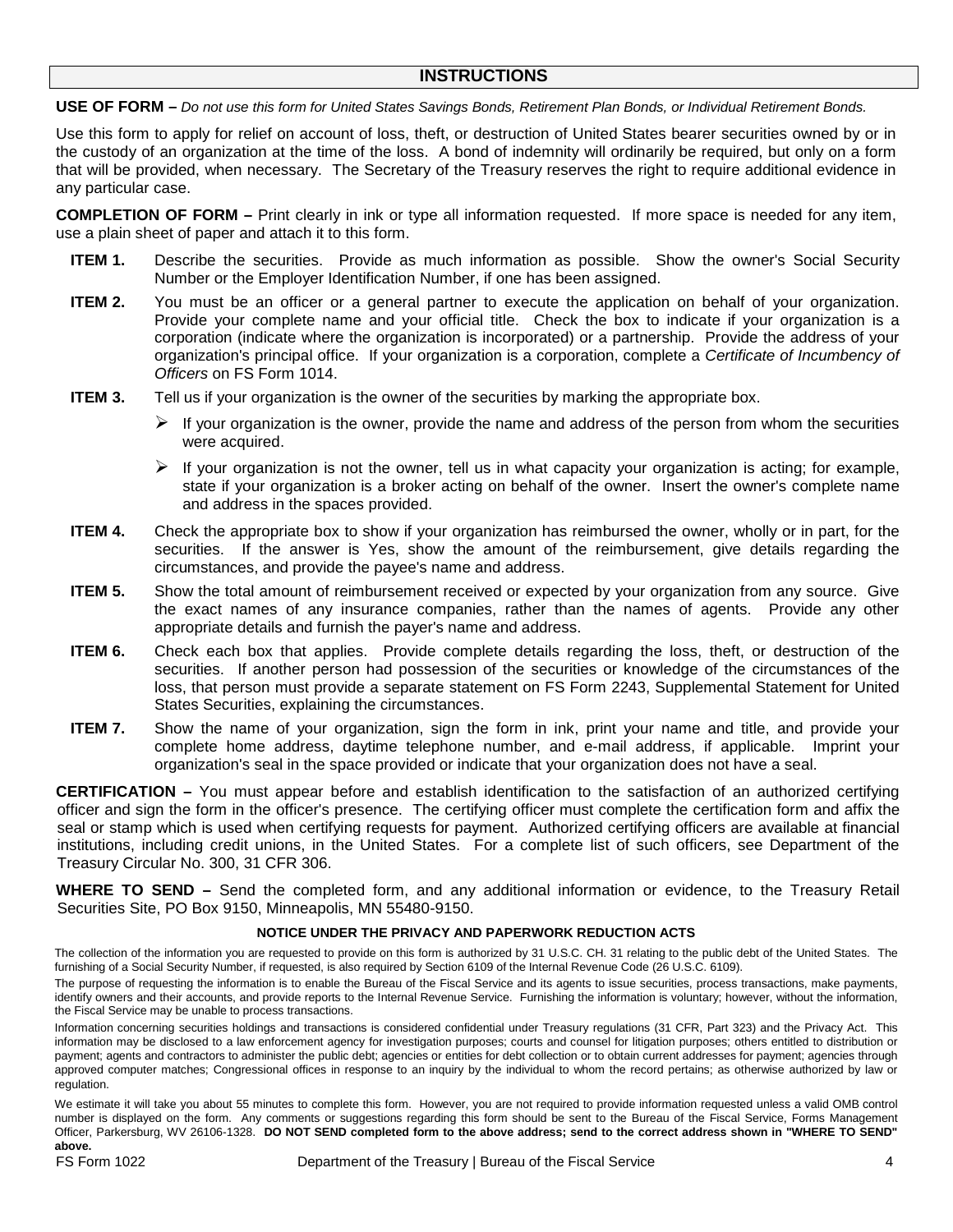## INSTRUCTIONS

**USE OF FORM –** *Do not use this form for United States Savings Bonds, Retirement Plan Bonds, or Individual Retirement Bonds.*

Use this form to apply for relief on account of loss, theft, or destruction of United States bearer securities owned by or in the custody of an organization at the time of the loss. A bond of indemnity will ordinarily be required, but only on a form that will be provided, when necessary. The Secretary of the Treasury reserves the right to require additional evidence in any particular case.

**COMPLETION OF FORM –** Print clearly in ink or type all information requested. If more space is needed for any item, use a plain sheet of paper and attach it to this form.

**ITEM 1.** Describe the securities. Provide as much information as possible. Show the owner's Social Security Number or the Employer Identification Number, if one has been assigned.

**ITEM 2.** You must be an officer or a general partner to execute the application on behalf of your organization. Provide your complete name and your official title. Check the box to indicate if your organization is a corporation (indicate where the organization is incorporated) or a partnership. Provide the address of your organization's principal office. If your organization is a corporation, complete a *Certificate of Incumbency of Officers* on FS Form 1014.

**ITEM 3.** Tell us if your organization is the owner of the securities by marking the appropriate box.

- If your organization is the owner, provide the name and address of the person from whom the securities were acquired.
- If your organization is not the owner, tell us in what capacity your organization is acting; for example, state if your organization is a broker acting on behalf of the owner. Insert the owner's complete name and address in the spaces provided.

**ITEM 4.** Check the appropriate box to show if your organization has reimbursed the owner, wholly or in part, for the securities. If the answer is Yes, show the amount of the reimbursement, give details regarding the circumstances, and provide the payee's name and address.

**ITEM 5.** Show the total amount of reimbursement received or expected by your organization from any source. Give the exact names of any insurance companies, rather than the names of agents. Provide any other appropriate details and furnish the payer's name and address.

**ITEM 6.** Check each box that applies. Provide complete details regarding the loss, theft, or destruction of the securities. If another person had possession of the securities or knowledge of the circumstances of the loss, that person must provide a separate statement on FS Form 2243, Supplemental Statement for United States Securities, explaining the circumstances.

**ITEM 7.** Show the name of your organization, sign the form in ink, print your name and title, and provide your complete home address, daytime telephone number, and e-mail address, if applicable. Imprint your organization's seal in the space provided or indicate that your organization does not have a seal.

**CERTIFICATION –** You must appear before and establish identification to the satisfaction of an authorized certifying officer and sign the form in the officer's presence. The certifying officer must complete the certification form and affix the seal or stamp which is used when certifying requests for payment. Authorized certifying officers are available at financial institutions, including credit unions, in the United States. For a complete list of such officers, see Department of the Treasury Circular No. 300, 31 CFR 306.

**WHERE TO SEND –** Send the completed form, and any additional information or evidence, to the Treasury Retail Securities Site, PO Box 9150, Minneapolis, MN 55480-9150.

**NOTICE UNDER THE PRIVACY AND PAPERWORK REDUCTION ACTS**

The collection of the information you are requested to provide on this form is authorized by 31 U.S.C. CH. 31 relating to the public debt of the United States. The furnishing of a Social Security Number, if requested, is also required by Section 6109 of the Internal Revenue Code (26 U.S.C. 6109).

The purpose of requesting the information is to enable the Bureau of the Fiscal Service and its agents to issue securities, process transactions, make payments, identify owners and their accounts, and provide reports to the Internal Revenue Service. Furnishing the information is voluntary; however, without the information, the Fiscal Service may be unable to process transactions.

Information concerning securities holdings and transactions is considered confidential under Treasury regulations (31 CFR, Part 323) and the Privacy Act. This information may be disclosed to a law enforcement agency for investigation purposes; courts and counsel for litigation purposes; others entitled to distribution or payment; agents and contractors to administer the public debt; agencies or entities for debt collection or to obtain current addresses for payment; agencies through approved computer matches; Congressional offices in response to an inquiry by the individual to whom the record pertains; as otherwise authorized by law or regulation.

We estimate it will take you about 55 minutes to complete this form. However, you are not required to provide information requested unless a valid OMB control number is displayed on the form. Any comments or suggestions regarding this form should be sent to the Bureau of the Fiscal Service, Forms Management Officer, Parkersburg, WV 26106-1328. **DO NOT SEND completed form to the above address; send to the correct address shown in "WHERE TO SEND" above.**